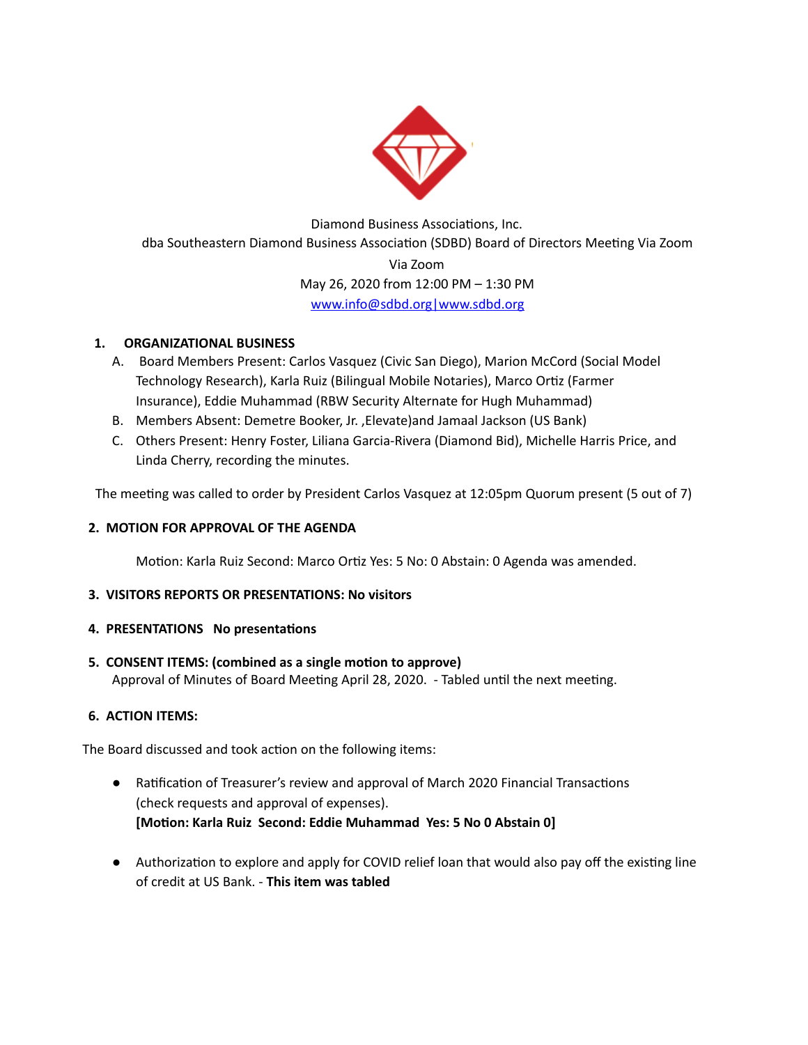Diamond Business Associations, Inc.
dba Southeastern Diamond Business Association (SDBD) Board of Directors Meeting Via Zoom
Via Zoom
May 26, 2020 from 12:00 PM – 1:30 PM
www.info@sdbd.org|www.sdbd.org

## 1. ORGANIZATIONAL BUSINESS

A. Board Members Present: Carlos Vasquez (Civic San Diego), Marion McCord (Social Model Technology Research), Karla Ruiz (Bilingual Mobile Notaries), Marco Ortiz (Farmer Insurance), Eddie Muhammad (RBW Security Alternate for Hugh Muhammad)

B. Members Absent: Demetre Booker, Jr. ,Elevate)and Jamaal Jackson (US Bank)

C. Others Present: Henry Foster, Liliana Garcia-Rivera (Diamond Bid), Michelle Harris Price, and Linda Cherry, recording the minutes.

The meeting was called to order by President Carlos Vasquez at 12:05pm Quorum present (5 out of 7)

## 2. MOTION FOR APPROVAL OF THE AGENDA

Motion: Karla Ruiz Second: Marco Ortiz Yes: 5 No: 0 Abstain: 0 Agenda was amended.

## 3. VISITORS REPORTS OR PRESENTATIONS: No visitors

## 4. PRESENTATIONS No presentations

## 5. CONSENT ITEMS: (combined as a single motion to approve)

Approval of Minutes of Board Meeting April 28, 2020. - Tabled until the next meeting.

## 6. ACTION ITEMS:

The Board discussed and took action on the following items:

- Ratification of Treasurer's review and approval of March 2020 Financial Transactions (check requests and approval of expenses).
  **[Motion: Karla Ruiz Second: Eddie Muhammad Yes: 5 No 0 Abstain 0]**

- Authorization to explore and apply for COVID relief loan that would also pay off the existing line of credit at US Bank. - **This item was tabled**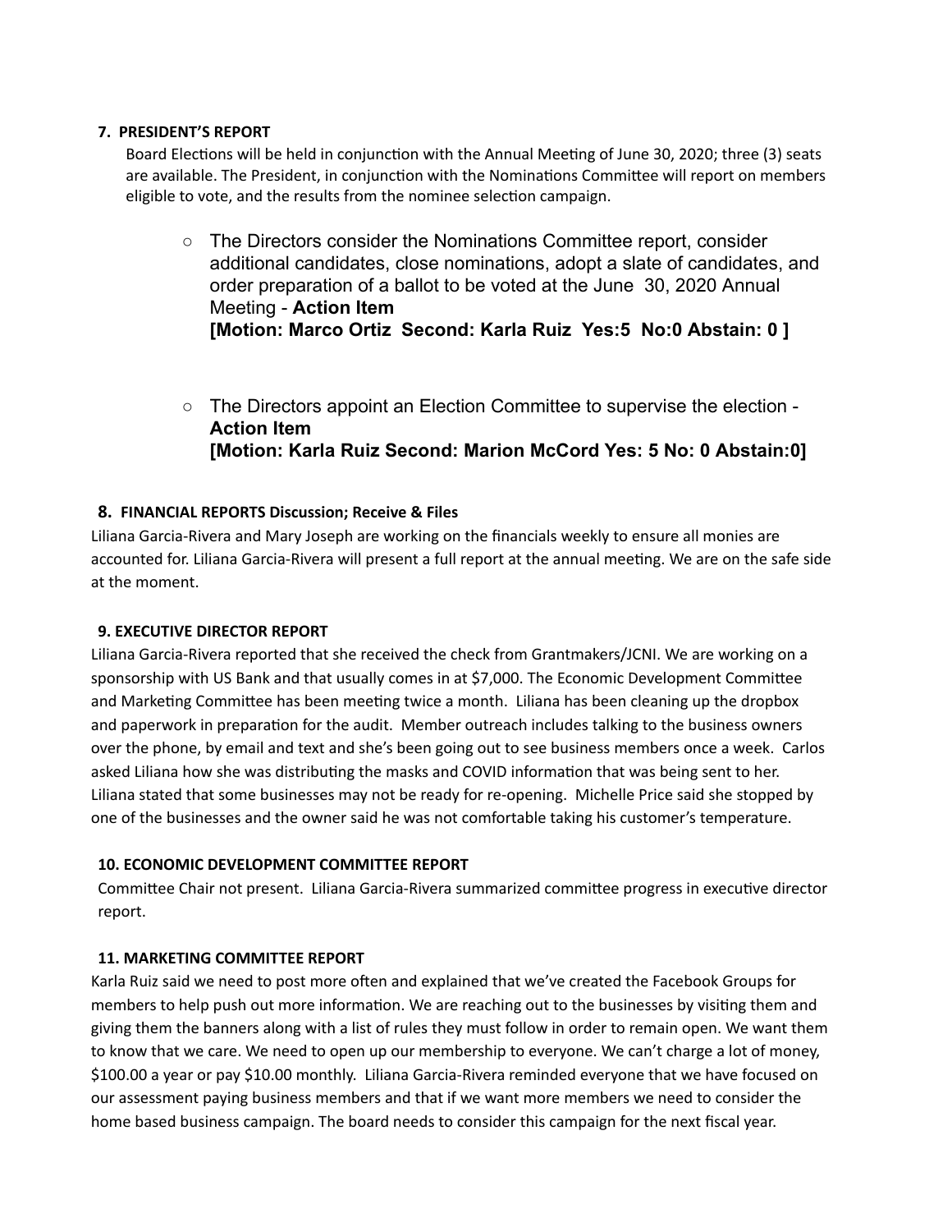### 7. PRESIDENT'S REPORT

Board Elections will be held in conjunction with the Annual Meeting of June 30, 2020; three (3) seats are available. The President, in conjunction with the Nominations Committee will report on members eligible to vote, and the results from the nominee selection campaign.

- The Directors consider the Nominations Committee report, consider additional candidates, close nominations, adopt a slate of candidates, and order preparation of a ballot to be voted at the June 30, 2020 Annual Meeting - **Action Item**
  **[Motion: Marco Ortiz Second: Karla Ruiz Yes:5 No:0 Abstain: 0 ]**

- The Directors appoint an Election Committee to supervise the election - **Action Item**
  **[Motion: Karla Ruiz Second: Marion McCord Yes: 5 No: 0 Abstain:0]**

### 8. FINANCIAL REPORTS Discussion; Receive & Files

Liliana Garcia-Rivera and Mary Joseph are working on the financials weekly to ensure all monies are accounted for. Liliana Garcia-Rivera will present a full report at the annual meeting. We are on the safe side at the moment.

### 9. EXECUTIVE DIRECTOR REPORT

Liliana Garcia-Rivera reported that she received the check from Grantmakers/JCNI. We are working on a sponsorship with US Bank and that usually comes in at $7,000. The Economic Development Committee and Marketing Committee has been meeting twice a month. Liliana has been cleaning up the dropbox and paperwork in preparation for the audit. Member outreach includes talking to the business owners over the phone, by email and text and she's been going out to see business members once a week. Carlos asked Liliana how she was distributing the masks and COVID information that was being sent to her. Liliana stated that some businesses may not be ready for re-opening. Michelle Price said she stopped by one of the businesses and the owner said he was not comfortable taking his customer's temperature.

### 10. ECONOMIC DEVELOPMENT COMMITTEE REPORT

Committee Chair not present. Liliana Garcia-Rivera summarized committee progress in executive director report.

### 11. MARKETING COMMITTEE REPORT

Karla Ruiz said we need to post more often and explained that we've created the Facebook Groups for members to help push out more information. We are reaching out to the businesses by visiting them and giving them the banners along with a list of rules they must follow in order to remain open. We want them to know that we care. We need to open up our membership to everyone. We can't charge a lot of money, $100.00 a year or pay $10.00 monthly. Liliana Garcia-Rivera reminded everyone that we have focused on our assessment paying business members and that if we want more members we need to consider the home based business campaign. The board needs to consider this campaign for the next fiscal year.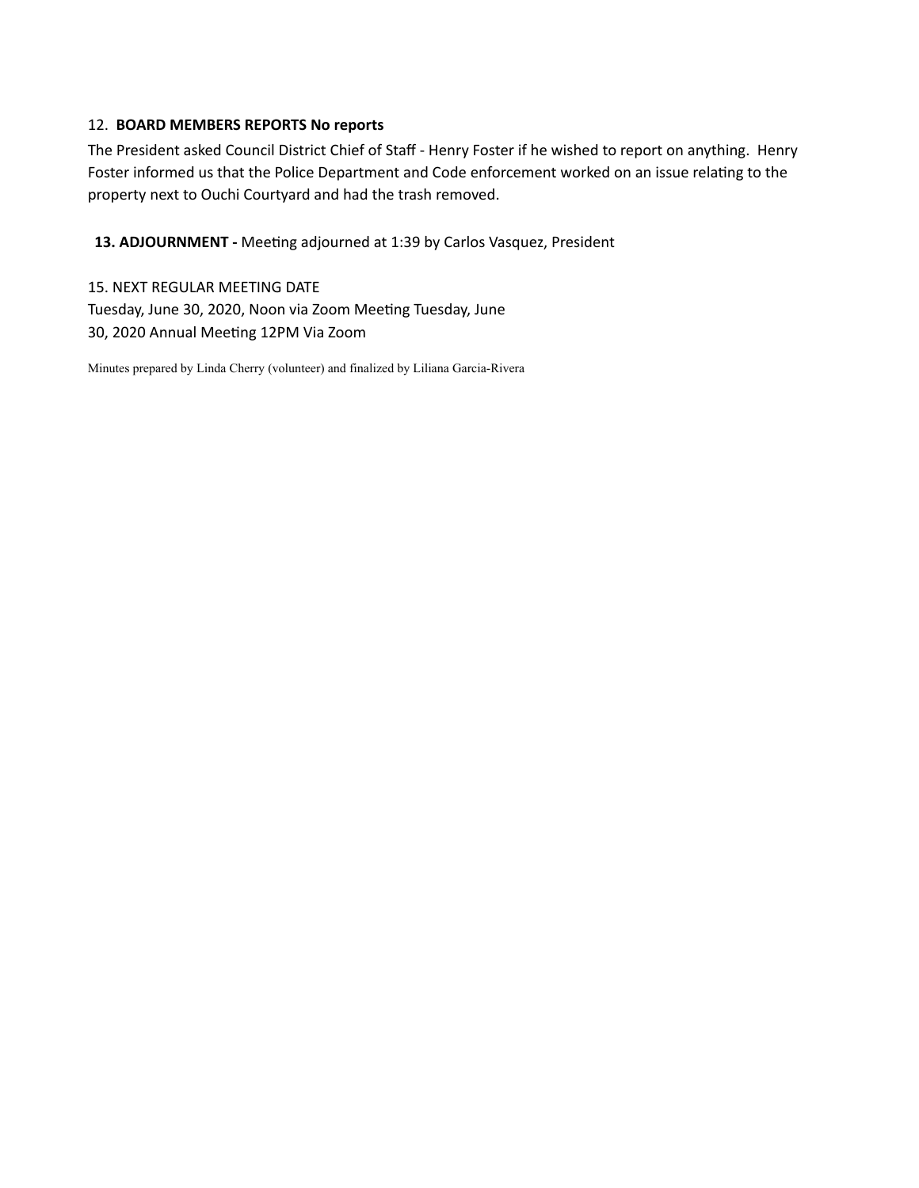12. **BOARD MEMBERS REPORTS No reports**

The President asked Council District Chief of Staff - Henry Foster if he wished to report on anything. Henry Foster informed us that the Police Department and Code enforcement worked on an issue relating to the property next to Ouchi Courtyard and had the trash removed.

**13. ADJOURNMENT -** Meeting adjourned at 1:39 by Carlos Vasquez, President

15. NEXT REGULAR MEETING DATE

Tuesday, June 30, 2020, Noon via Zoom Meeting Tuesday, June 30, 2020 Annual Meeting 12PM Via Zoom

Minutes prepared by Linda Cherry (volunteer) and finalized by Liliana Garcia-Rivera